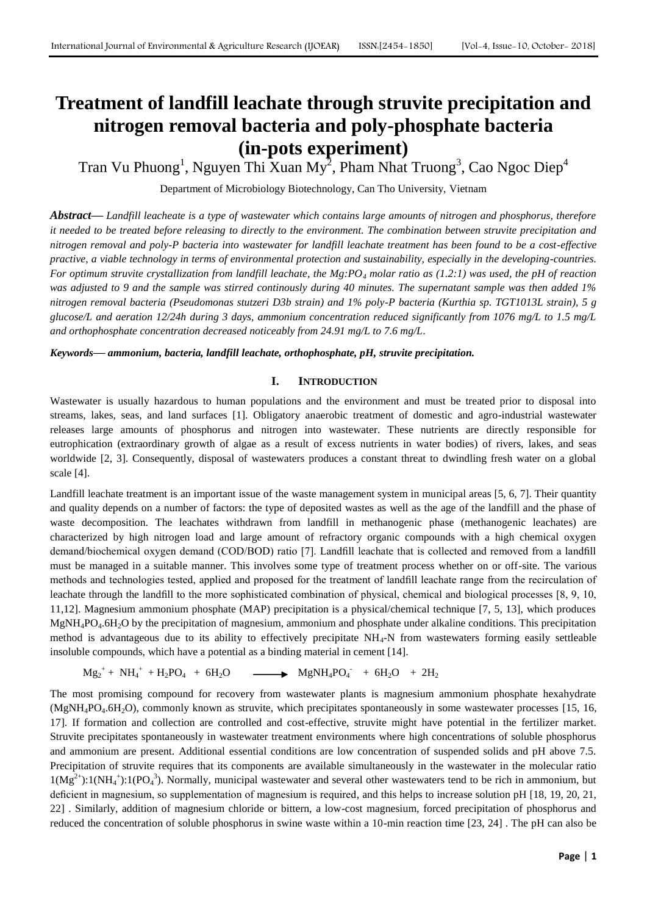# Treatment of landfill leachate through struvite precipitation and nitrogen removal bacteria and poly-phosphate bacteria (in-pots experiment)

Tran Vu Phuong[1], Nguyen Thi Xuan My[2], Pham Nhat Truong[3], Cao Ngoc Diep[4]

Department of Microbiology Biotechnology, Can Tho University, Vietnam

***Abstract***— *Landfill leacheate is a type of wastewater which contains large amounts of nitrogen and phosphorus, therefore it needed to be treated before releasing to directly to the environment. The combination between struvite precipitation and nitrogen removal and poly-P bacteria into wastewater for landfill leachate treatment has been found to be a cost-effective practive, a viable technology in terms of environmental protection and sustainability, especially in the developing-countries. For optimum struvite crystallization from landfill leachate, the Mg:$PO_4$ molar ratio as (1.2:1) was used, the pH of reaction was adjusted to 9 and the sample was stirred continously during 40 minutes. The supernatant sample was then added 1% nitrogen removal bacteria (Pseudomonas stutzeri D3b strain) and 1% poly-P bacteria (Kurthia sp. TGT1013L strain), 5 g glucose/L and aeration 12/24h during 3 days, ammonium concentration reduced significantly from 1076 mg/L to 1.5 mg/L and orthophosphate concentration decreased noticeably from 24.91 mg/L to 7.6 mg/L.*

***Keywords— ammonium, bacteria, landfill leachate, orthophosphate, pH, struvite precipitation.***

## I. INTRODUCTION

Wastewater is usually hazardous to human populations and the environment and must be treated prior to disposal into streams, lakes, seas, and land surfaces [1]. Obligatory anaerobic treatment of domestic and agro-industrial wastewater releases large amounts of phosphorus and nitrogen into wastewater. These nutrients are directly responsible for eutrophication (extraordinary growth of algae as a result of excess nutrients in water bodies) of rivers, lakes, and seas worldwide [2, 3]. Consequently, disposal of wastewaters produces a constant threat to dwindling fresh water on a global scale [4].

Landfill leachate treatment is an important issue of the waste management system in municipal areas [5, 6, 7]. Their quantity and quality depends on a number of factors: the type of deposited wastes as well as the age of the landfill and the phase of waste decomposition. The leachates withdrawn from landfill in methanogenic phase (methanogenic leachates) are characterized by high nitrogen load and large amount of refractory organic compounds with a high chemical oxygen demand/biochemical oxygen demand (COD/BOD) ratio [7]. Landfill leachate that is collected and removed from a landfill must be managed in a suitable manner. This involves some type of treatment process whether on or off-site. The various methods and technologies tested, applied and proposed for the treatment of landfill leachate range from the recirculation of leachate through the landfill to the more sophisticated combination of physical, chemical and biological processes [8, 9, 10, 11,12]. Magnesium ammonium phosphate (MAP) precipitation is a physical/chemical technique [7, 5, 13], which produces $MgNH_4PO_4.6H_2O$ by the precipitation of magnesium, ammonium and phosphate under alkaline conditions. This precipitation method is advantageous due to its ability to effectively precipitate $NH_4$-N from wastewaters forming easily settleable insoluble compounds, which have a potential as a binding material in cement [14].

$$Mg_2^{+} + NH_4^{+} + H_2PO_4 + 6H_2O \longrightarrow MgNH_4PO_4^{-} + 6H_2O + 2H_2$$

The most promising compound for recovery from wastewater plants is magnesium ammonium phosphate hexahydrate ($MgNH_4PO_4.6H_2O$), commonly known as struvite, which precipitates spontaneously in some wastewater processes [15, 16, 17]. If formation and collection are controlled and cost-effective, struvite might have potential in the fertilizer market. Struvite precipitates spontaneously in wastewater treatment environments where high concentrations of soluble phosphorus and ammonium are present. Additional essential conditions are low concentration of suspended solids and pH above 7.5. Precipitation of struvite requires that its components are available simultaneously in the wastewater in the molecular ratio 1($Mg^{2+}$):1($NH_4^{+}$):1($PO_4^{3}$). Normally, municipal wastewater and several other wastewaters tend to be rich in ammonium, but deficient in magnesium, so supplementation of magnesium is required, and this helps to increase solution pH [18, 19, 20, 21, 22] . Similarly, addition of magnesium chloride or bittern, a low-cost magnesium, forced precipitation of phosphorus and reduced the concentration of soluble phosphorus in swine waste within a 10-min reaction time [23, 24] . The pH can also be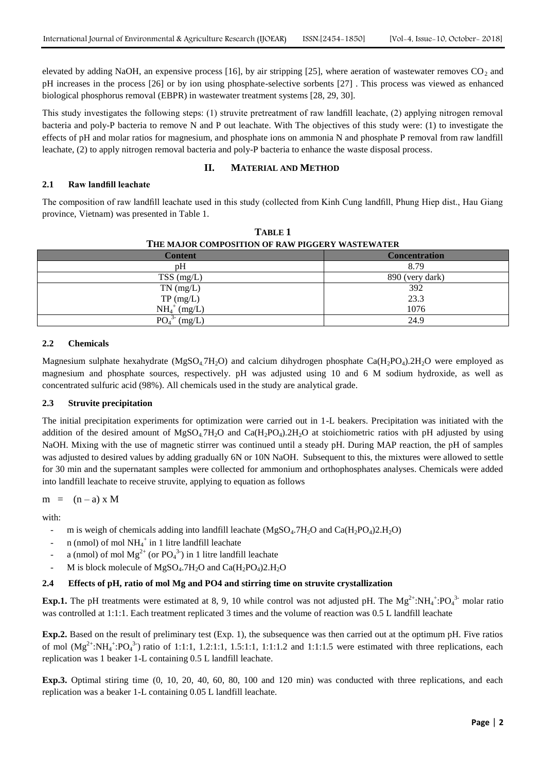elevated by adding NaOH, an expensive process [16], by air stripping [25], where aeration of wastewater removes $CO_2$ and pH increases in the process [26] or by ion using phosphate-selective sorbents [27] . This process was viewed as enhanced biological phosphorus removal (EBPR) in wastewater treatment systems [28, 29, 30].

This study investigates the following steps: (1) struvite pretreatment of raw landfill leachate, (2) applying nitrogen removal bacteria and poly-P bacteria to remove N and P out leachate. With The objectives of this study were: (1) to investigate the effects of pH and molar ratios for magnesium, and phosphate ions on ammonia N and phosphate P removal from raw landfill leachate, (2) to apply nitrogen removal bacteria and poly-P bacteria to enhance the waste disposal process.

## II. MATERIAL AND METHOD

### 2.1 Raw landfill leachate

The composition of raw landfill leachate used in this study (collected from Kinh Cung landfill, Phung Hiep dist., Hau Giang province, Vietnam) was presented in Table 1.

**TABLE 1**
**THE MAJOR COMPOSITION OF RAW PIGGERY WASTEWATER**

| Content | Concentration |
|---|---|
| pH | 8.79 |
| TSS (mg/L) | 890 (very dark) |
| TN (mg/L) | 392 |
| TP (mg/L) | 23.3 |
| $NH_4^+$ (mg/L) | 1076 |
| $PO_4^{3-}$ (mg/L) | 24.9 |

### 2.2 Chemicals

Magnesium sulphate hexahydrate ($MgSO_4.7H_2O$) and calcium dihydrogen phosphate $Ca(H_2PO_4).2H_2O$ were employed as magnesium and phosphate sources, respectively. pH was adjusted using 10 and 6 M sodium hydroxide, as well as concentrated sulfuric acid (98%). All chemicals used in the study are analytical grade.

### 2.3 Struvite precipitation

The initial precipitation experiments for optimization were carried out in 1-L beakers. Precipitation was initiated with the addition of the desired amount of $MgSO_4.7H_2O$ and $Ca(H_2PO_4).2H_2O$ at stoichiometric ratios with pH adjusted by using NaOH. Mixing with the use of magnetic stirrer was continued until a steady pH. During MAP reaction, the pH of samples was adjusted to desired values by adding gradually 6N or 10N NaOH. Subsequent to this, the mixtures were allowed to settle for 30 min and the supernatant samples were collected for ammonium and orthophosphates analyses. Chemicals were added into landfill leachate to receive struvite, applying to equation as follows

$$m = (n - a) \times M$$

with:

- m is weigh of chemicals adding into landfill leachate ($MgSO_4.7H_2O$ and $Ca(H_2PO_4)2.H_2O$)
- n (nmol) of mol $NH_4^+$ in 1 litre landfill leachate
- a (nmol) of mol $Mg^{2+}$ (or $PO_4^{3-}$) in 1 litre landfill leachate
- M is block molecule of $MgSO_4.7H_2O$ and $Ca(H_2PO_4)2.H_2O$

### 2.4 Effects of pH, ratio of mol Mg and PO4 and stirring time on struvite crystallization

**Exp.1.** The pH treatments were estimated at 8, 9, 10 while control was not adjusted pH. The $Mg^{2+}:NH_4^+:PO_4^{3-}$ molar ratio was controlled at 1:1:1. Each treatment replicated 3 times and the volume of reaction was 0.5 L landfill leachate

**Exp.2.** Based on the result of preliminary test (Exp. 1), the subsequence was then carried out at the optimum pH. Five ratios of mol ($Mg^{2+}:NH_4^+:PO_4^{3-}$) ratio of 1:1:1, 1.2:1:1, 1.5:1:1, 1:1:1.2 and 1:1:1.5 were estimated with three replications, each replication was 1 beaker 1-L containing 0.5 L landfill leachate.

**Exp.3.** Optimal stiring time (0, 10, 20, 40, 60, 80, 100 and 120 min) was conducted with three replications, and each replication was a beaker 1-L containing 0.05 L landfill leachate.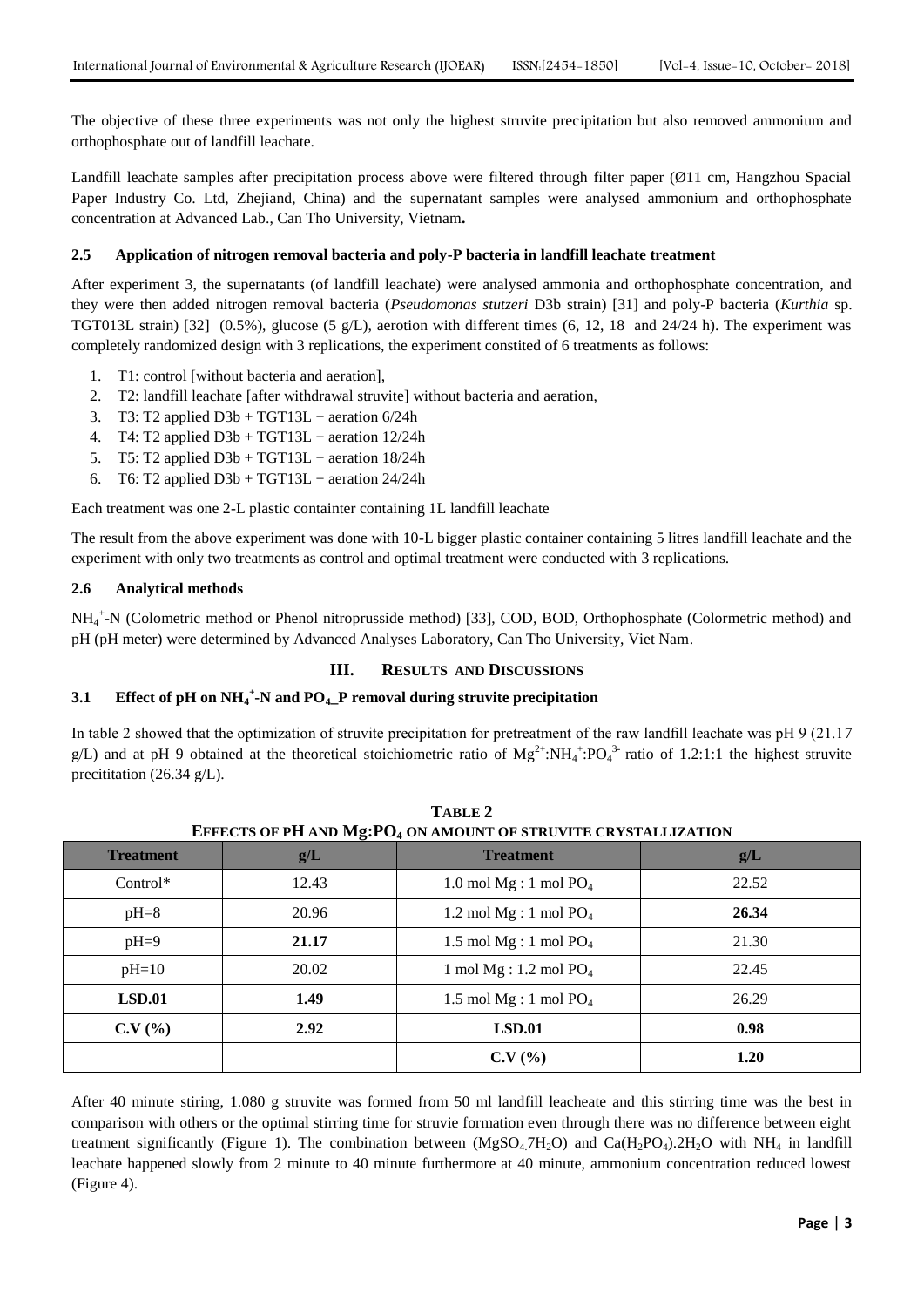The objective of these three experiments was not only the highest struvite precipitation but also removed ammonium and orthophosphate out of landfill leachate.

Landfill leachate samples after precipitation process above were filtered through filter paper (Ø11 cm, Hangzhou Spacial Paper Industry Co. Ltd, Zhejiand, China) and the supernatant samples were analysed ammonium and orthophosphate concentration at Advanced Lab., Can Tho University, Vietnam**.**

### 2.5 Application of nitrogen removal bacteria and poly-P bacteria in landfill leachate treatment

After experiment 3, the supernatants (of landfill leachate) were analysed ammonia and orthophosphate concentration, and they were then added nitrogen removal bacteria (*Pseudomonas stutzeri* D3b strain) [31] and poly-P bacteria (*Kurthia* sp. TGT013L strain) [32] (0.5%), glucose (5 g/L), aerotion with different times (6, 12, 18 and 24/24 h). The experiment was completely randomized design with 3 replications, the experiment constited of 6 treatments as follows:

1. T1: control [without bacteria and aeration],
2. T2: landfill leachate [after withdrawal struvite] without bacteria and aeration,
3. T3: T2 applied D3b + TGT13L + aeration 6/24h
4. T4: T2 applied D3b + TGT13L + aeration 12/24h
5. T5: T2 applied D3b + TGT13L + aeration 18/24h
6. T6: T2 applied D3b + TGT13L + aeration 24/24h

Each treatment was one 2-L plastic containter containing 1L landfill leachate

The result from the above experiment was done with 10-L bigger plastic container containing 5 litres landfill leachate and the experiment with only two treatments as control and optimal treatment were conducted with 3 replications.

### 2.6 Analytical methods

$NH_4^+$-N (Colometric method or Phenol nitroprusside method) [33], COD, BOD, Orthophosphate (Colormetric method) and pH (pH meter) were determined by Advanced Analyses Laboratory, Can Tho University, Viet Nam.

## III. RESULTS AND DISCUSSIONS

### 3.1 Effect of pH on $NH_4^+$-N and $PO_4$_P removal during struvite precipitation

In table 2 showed that the optimization of struvite precipitation for pretreatment of the raw landfill leachate was pH 9 (21.17 g/L) and at pH 9 obtained at the theoretical stoichiometric ratio of $Mg^{2+}$:$NH_4^+$:$PO_4^{3-}$ ratio of 1.2:1:1 the highest struvite precititation (26.34 g/L).

**TABLE 2**
**EFFECTS OF pH AND $Mg:PO_4$ ON AMOUNT OF STRUVITE CRYSTALLIZATION**

| Treatment | g/L | Treatment | g/L |
|---|---|---|---|
| Control* | 12.43 | 1.0 mol Mg : 1 mol $PO_4$ | 22.52 |
| pH=8 | 20.96 | 1.2 mol Mg : 1 mol $PO_4$ | **26.34** |
| pH=9 | **21.17** | 1.5 mol Mg : 1 mol $PO_4$ | 21.30 |
| pH=10 | 20.02 | 1 mol Mg : 1.2 mol $PO_4$ | 22.45 |
| **LSD.01** | **1.49** | 1.5 mol Mg : 1 mol $PO_4$ | 26.29 |
| **C.V (%)** | **2.92** | **LSD.01** | **0.98** |
| | | **C.V (%)** | **1.20** |

After 40 minute stiring, 1.080 g struvite was formed from 50 ml landfill leacheate and this stirring time was the best in comparison with others or the optimal stirring time for struvie formation even through there was no difference between eight treatment significantly (Figure 1). The combination between ($MgSO_4.7H_2O$) and $Ca(H_2PO_4).2H_2O$ with $NH_4$ in landfill leachate happened slowly from 2 minute to 40 minute furthermore at 40 minute, ammonium concentration reduced lowest (Figure 4).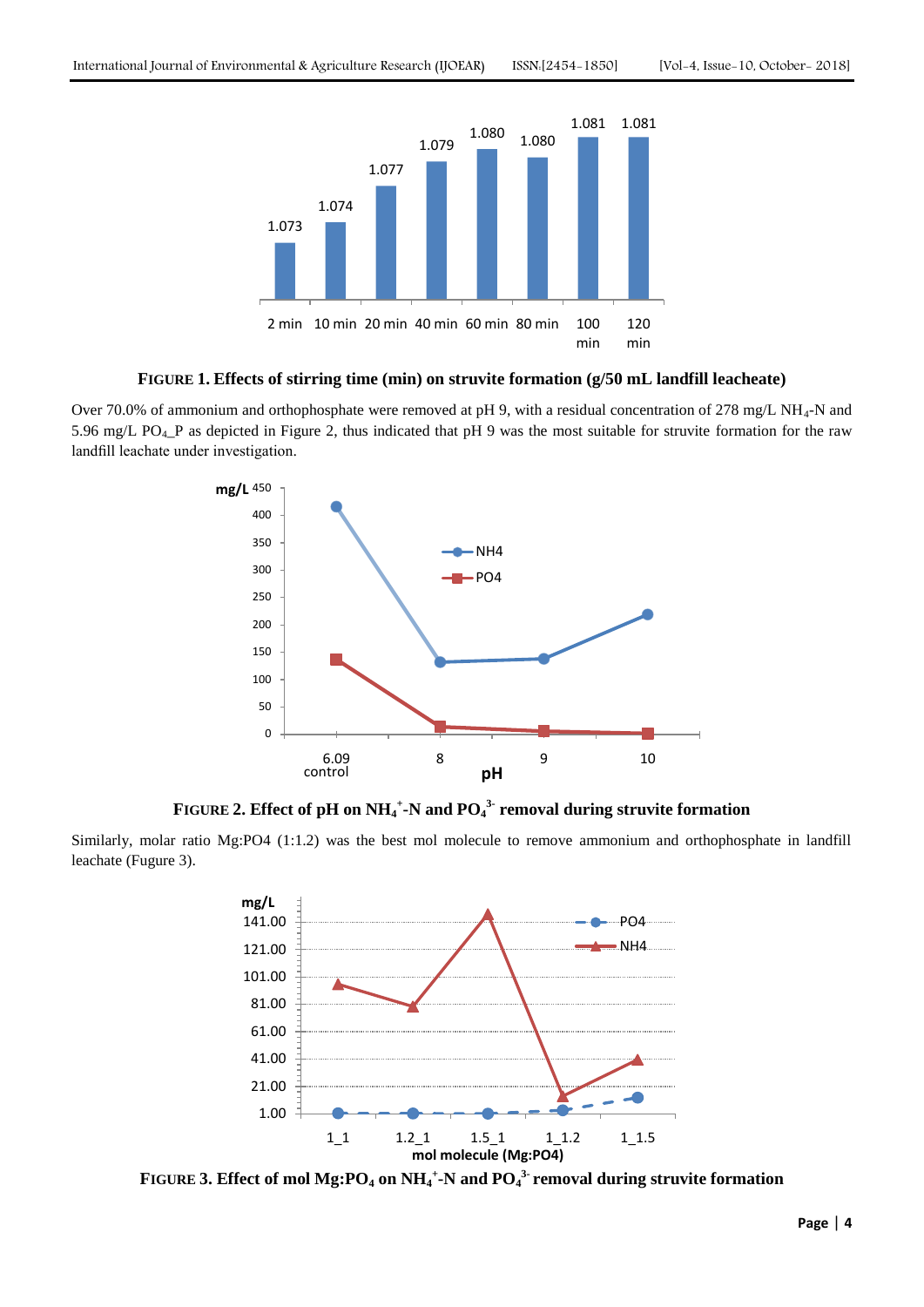**FIGURE 1. Effects of stirring time (min) on struvite formation (g/50 mL landfill leacheate)**

Over 70.0% of ammonium and orthophosphate were removed at pH 9, with a residual concentration of 278 mg/L $NH_4$-N and 5.96 mg/L $PO_4$_P as depicted in Figure 2, thus indicated that pH 9 was the most suitable for struvite formation for the raw landfill leachate under investigation.

**FIGURE 2. Effect of pH on $NH_4^+$-N and $PO_4^{3-}$ removal during struvite formation**

Similarly, molar ratio Mg:PO4 (1:1.2) was the best mol molecule to remove ammonium and orthophosphate in landfill leachate (Fugure 3).

**FIGURE 3. Effect of mol Mg:$PO_4$ on $NH_4^+$-N and $PO_4^{3-}$ removal during struvite formation**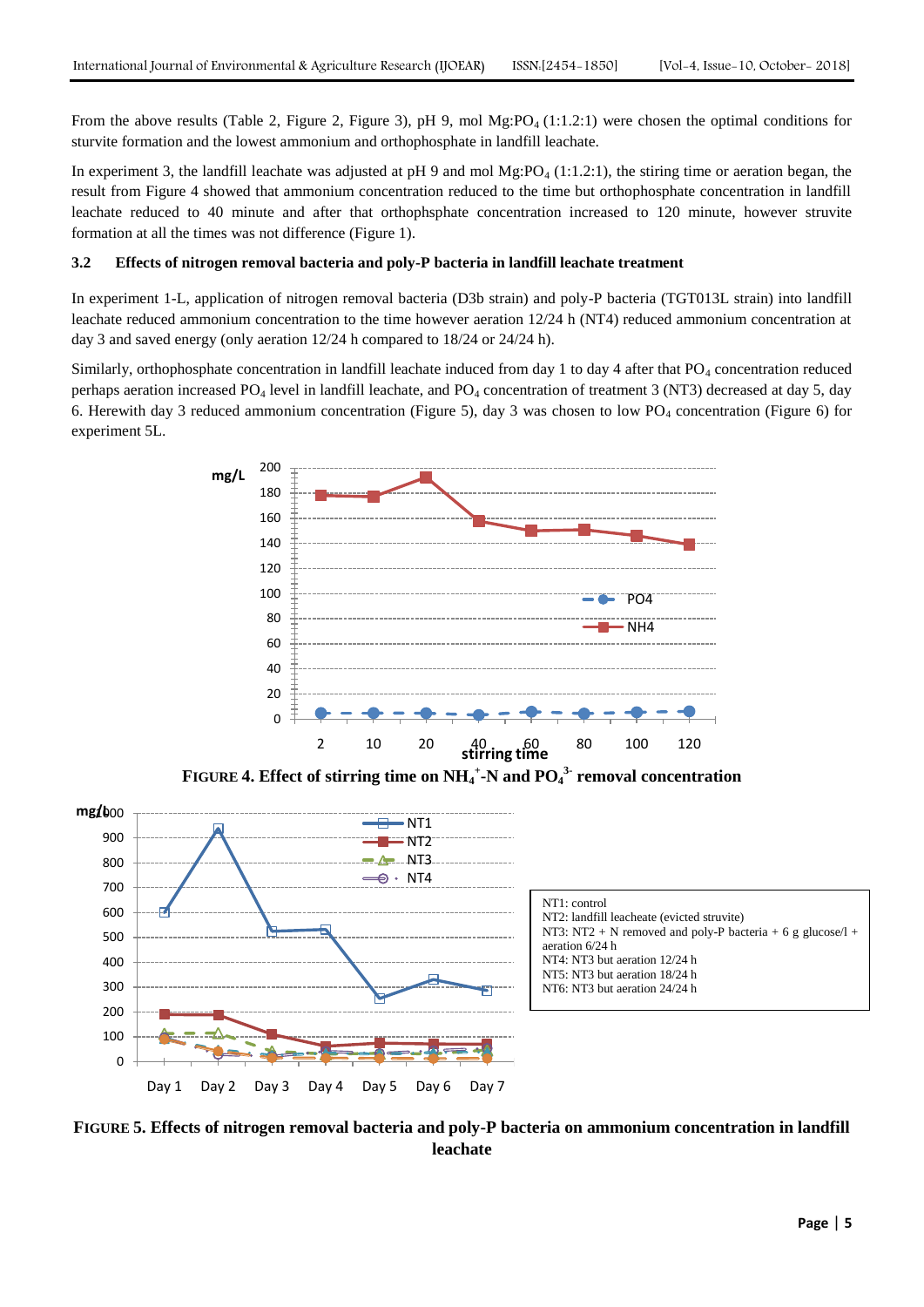From the above results (Table 2, Figure 2, Figure 3), pH 9, mol Mg:$PO_4$ (1:1.2:1) were chosen the optimal conditions for sturvite formation and the lowest ammonium and orthophosphate in landfill leachate.

In experiment 3, the landfill leachate was adjusted at pH 9 and mol Mg:$PO_4$ (1:1.2:1), the stiring time or aeration began, the result from Figure 4 showed that ammonium concentration reduced to the time but orthophosphate concentration in landfill leachate reduced to 40 minute and after that orthophsphate concentration increased to 120 minute, however struvite formation at all the times was not difference (Figure 1).

### 3.2 Effects of nitrogen removal bacteria and poly-P bacteria in landfill leachate treatment

In experiment 1-L, application of nitrogen removal bacteria (D3b strain) and poly-P bacteria (TGT013L strain) into landfill leachate reduced ammonium concentration to the time however aeration 12/24 h (NT4) reduced ammonium concentration at day 3 and saved energy (only aeration 12/24 h compared to 18/24 or 24/24 h).

Similarly, orthophosphate concentration in landfill leachate induced from day 1 to day 4 after that $PO_4$ concentration reduced perhaps aeration increased $PO_4$ level in landfill leachate, and $PO_4$ concentration of treatment 3 (NT3) decreased at day 5, day 6. Herewith day 3 reduced ammonium concentration (Figure 5), day 3 was chosen to low $PO_4$ concentration (Figure 6) for experiment 5L.

**FIGURE 4. Effect of stirring time on $NH_4^+$-N and $PO_4^{3-}$ removal concentration**

NT1: control
NT2: landfill leacheate (evicted struvite)
NT3: NT2 + N removed and poly-P bacteria + 6 g glucose/l + aeration 6/24 h
NT4: NT3 but aeration 12/24 h
NT5: NT3 but aeration 18/24 h
NT6: NT3 but aeration 24/24 h

**FIGURE 5. Effects of nitrogen removal bacteria and poly-P bacteria on ammonium concentration in landfill leachate**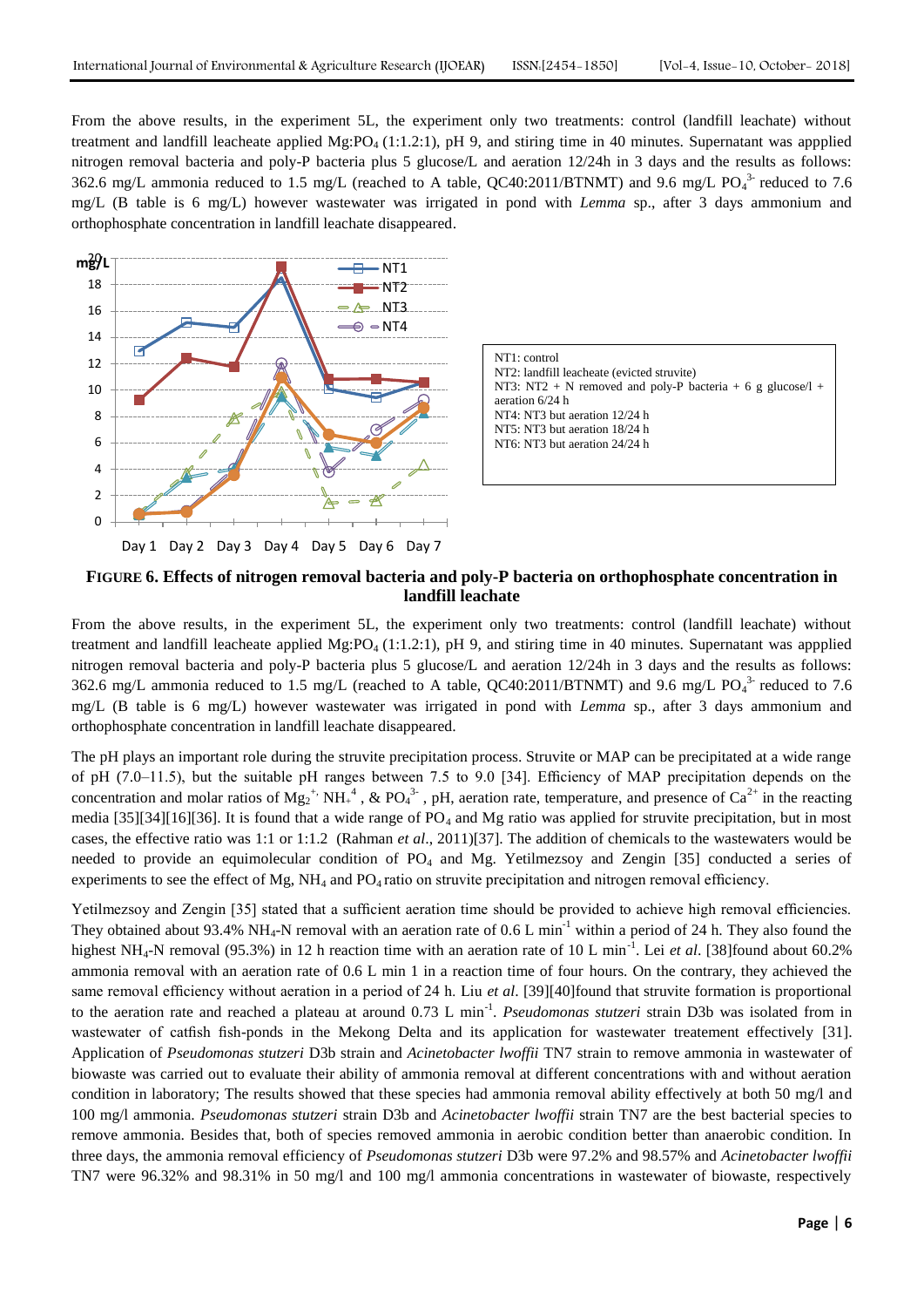From the above results, in the experiment 5L, the experiment only two treatments: control (landfill leachate) without treatment and landfill leacheate applied Mg:$PO_4$ (1:1.2:1), pH 9, and stiring time in 40 minutes. Supernatant was appplied nitrogen removal bacteria and poly-P bacteria plus 5 glucose/L and aeration 12/24h in 3 days and the results as follows: 362.6 mg/L ammonia reduced to 1.5 mg/L (reached to A table, QC40:2011/BTNMT) and 9.6 mg/L $PO_4^{3-}$ reduced to 7.6 mg/L (B table is 6 mg/L) however wastewater was irrigated in pond with *Lemma* sp., after 3 days ammonium and orthophosphate concentration in landfill leachate disappeared.

NT1: control
NT2: landfill leacheate (evicted struvite)
NT3: NT2 + N removed and poly-P bacteria + 6 g glucose/l + aeration 6/24 h
NT4: NT3 but aeration 12/24 h
NT5: NT3 but aeration 18/24 h
NT6: NT3 but aeration 24/24 h

**FIGURE 6. Effects of nitrogen removal bacteria and poly-P bacteria on orthophosphate concentration in landfill leachate**

From the above results, in the experiment 5L, the experiment only two treatments: control (landfill leachate) without treatment and landfill leacheate applied Mg:$PO_4$ (1:1.2:1), pH 9, and stiring time in 40 minutes. Supernatant was appplied nitrogen removal bacteria and poly-P bacteria plus 5 glucose/L and aeration 12/24h in 3 days and the results as follows: 362.6 mg/L ammonia reduced to 1.5 mg/L (reached to A table, QC40:2011/BTNMT) and 9.6 mg/L $PO_4^{3-}$ reduced to 7.6 mg/L (B table is 6 mg/L) however wastewater was irrigated in pond with *Lemma* sp., after 3 days ammonium and orthophosphate concentration in landfill leachate disappeared.

The pH plays an important role during the struvite precipitation process. Struvite or MAP can be precipitated at a wide range of pH (7.0–11.5), but the suitable pH ranges between 7.5 to 9.0 [34]. Efficiency of MAP precipitation depends on the concentration and molar ratios of $Mg_2^{+}$, $NH_+^{4}$, & $PO_4^{3-}$, pH, aeration rate, temperature, and presence of $Ca^{2+}$ in the reacting media [35][34][16][36]. It is found that a wide range of $PO_4$ and Mg ratio was applied for struvite precipitation, but in most cases, the effective ratio was 1:1 or 1:1.2 (Rahman *et al*., 2011)[37]. The addition of chemicals to the wastewaters would be needed to provide an equimolecular condition of $PO_4$ and Mg. Yetilmezsoy and Zengin [35] conducted a series of experiments to see the effect of Mg, $NH_4$ and $PO_4$ ratio on struvite precipitation and nitrogen removal efficiency.

Yetilmezsoy and Zengin [35] stated that a sufficient aeration time should be provided to achieve high removal efficiencies. They obtained about 93.4% $NH_4$-N removal with an aeration rate of 0.6 L $min^{-1}$ within a period of 24 h. They also found the highest $NH_4$-N removal (95.3%) in 12 h reaction time with an aeration rate of 10 L $min^{-1}$. Lei *et al*. [38]found about 60.2% ammonia removal with an aeration rate of 0.6 L min 1 in a reaction time of four hours. On the contrary, they achieved the same removal efficiency without aeration in a period of 24 h. Liu *et al*. [39][40]found that struvite formation is proportional to the aeration rate and reached a plateau at around 0.73 L $min^{-1}$. *Pseudomonas stutzeri* strain D3b was isolated from in wastewater of catfish fish-ponds in the Mekong Delta and its application for wastewater treatement effectively [31]. Application of *Pseudomonas stutzeri* D3b strain and *Acinetobacter lwoffii* TN7 strain to remove ammonia in wastewater of biowaste was carried out to evaluate their ability of ammonia removal at different concentrations with and without aeration condition in laboratory; The results showed that these species had ammonia removal ability effectively at both 50 mg/l and 100 mg/l ammonia. *Pseudomonas stutzeri* strain D3b and *Acinetobacter lwoffii* strain TN7 are the best bacterial species to remove ammonia. Besides that, both of species removed ammonia in aerobic condition better than anaerobic condition. In three days, the ammonia removal efficiency of *Pseudomonas stutzeri* D3b were 97.2% and 98.57% and *Acinetobacter lwoffii* TN7 were 96.32% and 98.31% in 50 mg/l and 100 mg/l ammonia concentrations in wastewater of biowaste, respectively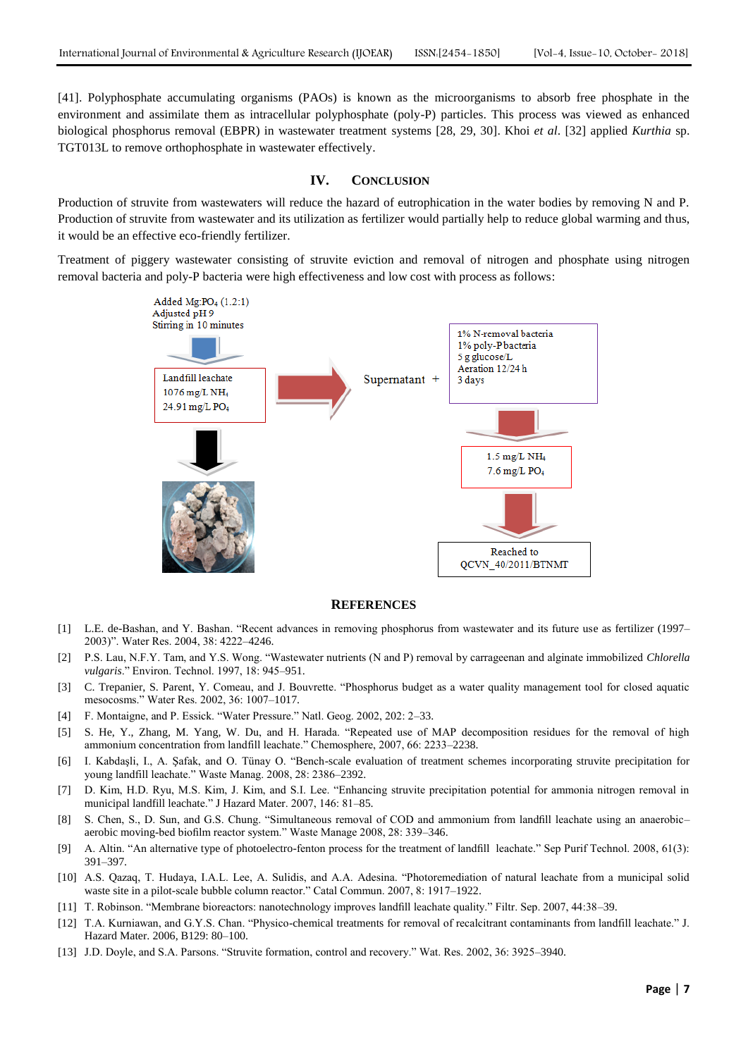[41]. Polyphosphate accumulating organisms (PAOs) is known as the microorganisms to absorb free phosphate in the environment and assimilate them as intracellular polyphosphate (poly-P) particles. This process was viewed as enhanced biological phosphorus removal (EBPR) in wastewater treatment systems [28, 29, 30]. Khoi *et al.* [32] applied *Kurthia* sp. TGT013L to remove orthophosphate in wastewater effectively.

## IV. CONCLUSION

Production of struvite from wastewaters will reduce the hazard of eutrophication in the water bodies by removing N and P. Production of struvite from wastewater and its utilization as fertilizer would partially help to reduce global warming and thus, it would be an effective eco-friendly fertilizer.

Treatment of piggery wastewater consisting of struvite eviction and removal of nitrogen and phosphate using nitrogen removal bacteria and poly-P bacteria were high effectiveness and low cost with process as follows:

Added Mg:$PO_4$ (1.2:1)
Adjusted pH 9
Stirring in 10 minutes

Landfill leachate
1076 mg/L $NH_4$
24.91 mg/L $PO_4$

Supernatant +

1% N-removal bacteria
1% poly-P bacteria
5 g glucose/L
Aeration 12/24 h
3 days

1.5 mg/L $NH_4$
7.6 mg/L $PO_4$

Reached to
QCVN_40/2011/BTNMT

## REFERENCES

[1] L.E. de-Bashan, and Y. Bashan. "Recent advances in removing phosphorus from wastewater and its future use as fertilizer (1997–2003)". Water Res. 2004, 38: 4222–4246.

[2] P.S. Lau, N.F.Y. Tam, and Y.S. Wong. "Wastewater nutrients (N and P) removal by carrageenan and alginate immobilized *Chlorella vulgaris*." Environ. Technol. 1997, 18: 945–951.

[3] C. Trepanier, S. Parent, Y. Comeau, and J. Bouvrette. "Phosphorus budget as a water quality management tool for closed aquatic mesocosms." Water Res. 2002, 36: 1007–1017.

[4] F. Montaigne, and P. Essick. "Water Pressure." Natl. Geog. 2002, 202: 2–33.

[5] S. He, Y., Zhang, M. Yang, W. Du, and H. Harada. "Repeated use of MAP decomposition residues for the removal of high ammonium concentration from landfill leachate." Chemosphere, 2007, 66: 2233–2238.

[6] I. Kabdaşli, I., A. Şafak, and O. Tünay O. "Bench-scale evaluation of treatment schemes incorporating struvite precipitation for young landfill leachate." Waste Manag. 2008, 28: 2386–2392.

[7] D. Kim, H.D. Ryu, M.S. Kim, J. Kim, and S.I. Lee. "Enhancing struvite precipitation potential for ammonia nitrogen removal in municipal landfill leachate." J Hazard Mater. 2007, 146: 81–85.

[8] S. Chen, S., D. Sun, and G.S. Chung. "Simultaneous removal of COD and ammonium from landfill leachate using an anaerobic–aerobic moving-bed biofilm reactor system." Waste Manage 2008, 28: 339–346.

[9] A. Altin. "An alternative type of photoelectro-fenton process for the treatment of landfill leachate." Sep Purif Technol. 2008, 61(3): 391–397.

[10] A.S. Qazaq, T. Hudaya, I.A.L. Lee, A. Sulidis, and A.A. Adesina. "Photoremediation of natural leachate from a municipal solid waste site in a pilot-scale bubble column reactor." Catal Commun. 2007, 8: 1917–1922.

[11] T. Robinson. "Membrane bioreactors: nanotechnology improves landfill leachate quality." Filtr. Sep. 2007, 44:38–39.

[12] T.A. Kurniawan, and G.Y.S. Chan. "Physico-chemical treatments for removal of recalcitrant contaminants from landfill leachate." J. Hazard Mater. 2006, B129: 80–100.

[13] J.D. Doyle, and S.A. Parsons. "Struvite formation, control and recovery." Wat. Res. 2002, 36: 3925–3940.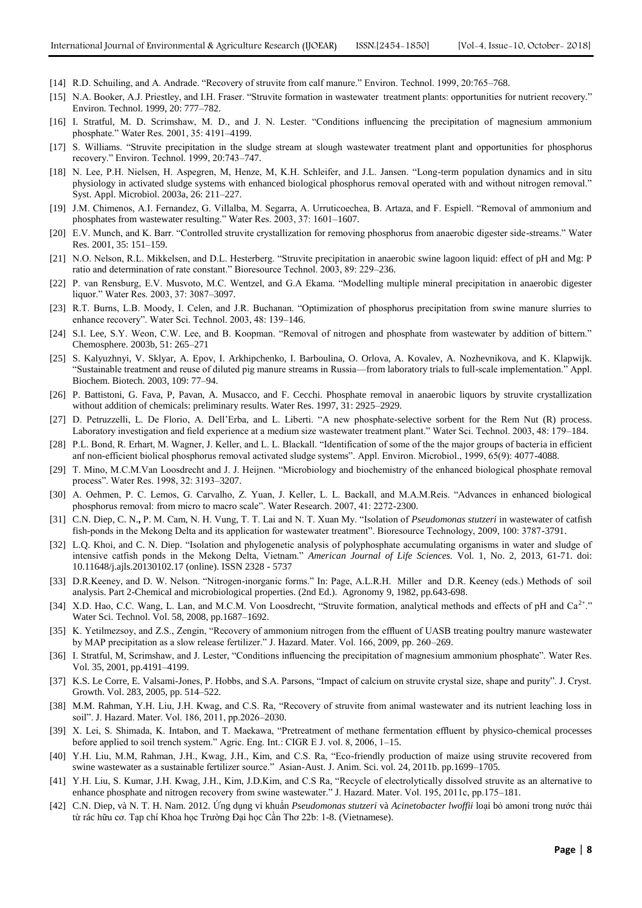[14] R.D. Schuiling, and A. Andrade. "Recovery of struvite from calf manure." Environ. Technol. 1999, 20:765–768.

[15] N.A. Booker, A.J. Priestley, and I.H. Fraser. "Struvite formation in wastewater treatment plants: opportunities for nutrient recovery." Environ. Technol. 1999, 20: 777–782.

[16] I. Stratful, M. D. Scrimshaw, M. D., and J. N. Lester. "Conditions influencing the precipitation of magnesium ammonium phosphate." Water Res. 2001, 35: 4191–4199.

[17] S. Williams. "Struvite precipitation in the sludge stream at slough wastewater treatment plant and opportunities for phosphorus recovery." Environ. Technol. 1999, 20:743–747.

[18] N. Lee, P.H. Nielsen, H. Aspegren, M, Henze, M, K.H. Schleifer, and J.L. Jansen. "Long-term population dynamics and in situ physiology in activated sludge systems with enhanced biological phosphorus removal operated with and without nitrogen removal." Syst. Appl. Microbiol. 2003a, 26: 211–227.

[19] J.M. Chimenos, A.I. Fernandez, G. Villalba, M. Segarra, A. Urruticoechea, B. Artaza, and F. Espiell. "Removal of ammonium and phosphates from wastewater resulting." Water Res. 2003, 37: 1601–1607.

[20] E.V. Munch, and K. Barr. "Controlled struvite crystallization for removing phosphorus from anaerobic digester side-streams." Water Res. 2001, 35: 151–159.

[21] N.O. Nelson, R.L. Mikkelsen, and D.L. Hesterberg. "Struvite precipitation in anaerobic swine lagoon liquid: effect of pH and Mg: P ratio and determination of rate constant." Bioresource Technol. 2003, 89: 229–236.

[22] P. van Rensburg, E.V. Musvoto, M.C. Wentzel, and G.A Ekama. "Modelling multiple mineral precipitation in anaerobic digester liquor." Water Res. 2003, 37: 3087–3097.

[23] R.T. Burns, L.B. Moody, I. Celen, and J.R. Buchanan. "Optimization of phosphorus precipitation from swine manure slurries to enhance recovery". Water Sci. Technol. 2003, 48: 139–146.

[24] S.I. Lee, S.Y. Weon, C.W. Lee, and B. Koopman. "Removal of nitrogen and phosphate from wastewater by addition of bittern." Chemosphere. 2003b, 51: 265–271

[25] S. Kalyuzhnyi, V. Sklyar, A. Epov, I. Arkhipchenko, I. Barboulina, O. Orlova, A. Kovalev, A. Nozhevnikova, and K. Klapwijk. "Sustainable treatment and reuse of diluted pig manure streams in Russia—from laboratory trials to full-scale implementation." Appl. Biochem. Biotech. 2003, 109: 77–94.

[26] P. Battistoni, G. Fava, P, Pavan, A. Musacco, and F. Cecchi. Phosphate removal in anaerobic liquors by struvite crystallization without addition of chemicals: preliminary results. Water Res. 1997, 31: 2925–2929.

[27] D. Petruzzelli, L. De Florio, A. Dell'Erba, and L. Liberti. "A new phosphate-selective sorbent for the Rem Nut (R) process. Laboratory investigation and field experience at a medium size wastewater treatment plant." Water Sci. Technol. 2003, 48: 179–184.

[28] P.L. Bond, R. Erhart, M. Wagner, J. Keller, and L. L. Blackall. "Identification of some of the the major groups of bacteria in efficient anf non-efficient biolical phosphorus removal activated sludge systems". Appl. Environ. Microbiol., 1999, 65(9): 4077-4088.

[29] T. Mino, M.C.M.Van Loosdrecht and J. J. Heijnen. "Microbiology and biochemistry of the enhanced biological phosphate removal process". Water Res. 1998, 32: 3193–3207.

[30] A. Oehmen, P. C. Lemos, G. Carvalho, Z. Yuan, J. Keller, L. L. Backall, and M.A.M.Reis. "Advances in enhanced biological phosphorus removal: from micro to macro scale". Water Research. 2007, 41: 2272-2300.

[31] C.N. Diep, C. N., P. M. Cam, N. H. Vung, T. T. Lai and N. T. Xuan My. "Isolation of *Pseudomonas stutzeri* in wastewater of catfish fish-ponds in the Mekong Delta and its application for wastewater treatment". Bioresource Technology, 2009, 100: 3787-3791.

[32] L.Q. Khoi, and C. N. Diep. "Isolation and phylogenetic analysis of polyphosphate accumulating organisms in water and sludge of intensive catfish ponds in the Mekong Delta, Vietnam." *American Journal of Life Sciences.* Vol. 1, No. 2, 2013, 61-71. doi: 10.11648/j.ajls.20130102.17 (online). ISSN 2328 - 5737

[33] D.R.Keeney, and D. W. Nelson. "Nitrogen-inorganic forms." In: Page, A.L.R.H. Miller and D.R. Keeney (eds.) Methods of soil analysis. Part 2-Chemical and microbiological properties. (2nd Ed.). Agronomy 9, 1982, pp.643-698.

[34] X.D. Hao, C.C. Wang, L. Lan, and M.C.M. Von Loosdrecht, "Struvite formation, analytical methods and effects of pH and $Ca^{2+}$." Water Sci. Technol. Vol. 58, 2008, pp.1687–1692.

[35] K. Yetilmezsoy, and Z.S., Zengin, "Recovery of ammonium nitrogen from the effluent of UASB treating poultry manure wastewater by MAP precipitation as a slow release fertilizer." J. Hazard. Mater. Vol. 166, 2009, pp. 260–269.

[36] I. Stratful, M, Scrimshaw, and J. Lester, "Conditions influencing the precipitation of magnesium ammonium phosphate". Water Res. Vol. 35, 2001, pp.4191–4199.

[37] K.S. Le Corre, E. Valsami-Jones, P. Hobbs, and S.A. Parsons, "Impact of calcium on struvite crystal size, shape and purity". J. Cryst. Growth. Vol. 283, 2005, pp. 514–522.

[38] M.M. Rahman, Y.H. Liu, J.H. Kwag, and C.S. Ra, "Recovery of struvite from animal wastewater and its nutrient leaching loss in soil". J. Hazard. Mater. Vol. 186, 2011, pp.2026–2030.

[39] X. Lei, S. Shimada, K. Intabon, and T. Maekawa, "Pretreatment of methane fermentation effluent by physico-chemical processes before applied to soil trench system." Agric. Eng. Int.: CIGR E J. vol. 8, 2006, 1–15.

[40] Y.H. Liu, M.M, Rahman, J.H., Kwag, J.H., Kim, and C.S. Ra, "Eco-friendly production of maize using struvite recovered from swine wastewater as a sustainable fertilizer source." Asian-Aust. J. Anim. Sci. vol. 24, 2011b. pp.1699–1705.

[41] Y.H. Liu, S. Kumar, J.H. Kwag, J.H., Kim, J.D.Kim, and C.S Ra, "Recycle of electrolytically dissolved struvite as an alternative to enhance phosphate and nitrogen recovery from swine wastewater." J. Hazard. Mater. Vol. 195, 2011c, pp.175–181.

[42] C.N. Diep, và N. T. H. Nam. 2012. Ứng dụng vi khuẩn *Pseudomonas stutzeri* và *Acinetobacter lwoffii* loại bỏ amoni trong nước thải từ rác hữu cơ. Tạp chí Khoa học Trường Đại học Cần Thơ 22b: 1-8. (Vietnamese).